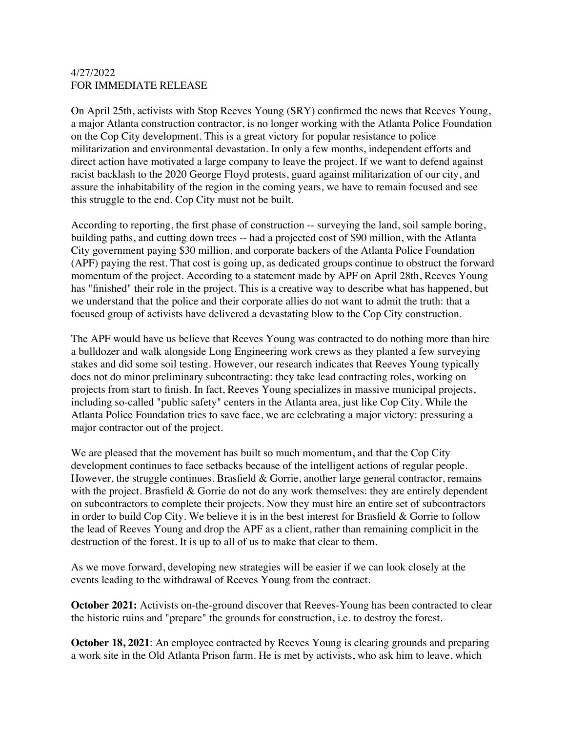4/27/2022
FOR IMMEDIATE RELEASE

On April 25th, activists with Stop Reeves Young (SRY) confirmed the news that Reeves Young, a major Atlanta construction contractor, is no longer working with the Atlanta Police Foundation on the Cop City development. This is a great victory for popular resistance to police militarization and environmental devastation. In only a few months, independent efforts and direct action have motivated a large company to leave the project. If we want to defend against racist backlash to the 2020 George Floyd protests, guard against militarization of our city, and assure the inhabitability of the region in the coming years, we have to remain focused and see this struggle to the end. Cop City must not be built.

According to reporting, the first phase of construction -- surveying the land, soil sample boring, building paths, and cutting down trees -- had a projected cost of $90 million, with the Atlanta City government paying $30 million, and corporate backers of the Atlanta Police Foundation (APF) paying the rest. That cost is going up, as dedicated groups continue to obstruct the forward momentum of the project. According to a statement made by APF on April 28th, Reeves Young has "finished" their role in the project. This is a creative way to describe what has happened, but we understand that the police and their corporate allies do not want to admit the truth: that a focused group of activists have delivered a devastating blow to the Cop City construction.

The APF would have us believe that Reeves Young was contracted to do nothing more than hire a bulldozer and walk alongside Long Engineering work crews as they planted a few surveying stakes and did some soil testing. However, our research indicates that Reeves Young typically does not do minor preliminary subcontracting: they take lead contracting roles, working on projects from start to finish. In fact, Reeves Young specializes in massive municipal projects, including so-called "public safety" centers in the Atlanta area, just like Cop City. While the Atlanta Police Foundation tries to save face, we are celebrating a major victory: pressuring a major contractor out of the project.

We are pleased that the movement has built so much momentum, and that the Cop City development continues to face setbacks because of the intelligent actions of regular people. However, the struggle continues. Brasfield & Gorrie, another large general contractor, remains with the project. Brasfield & Gorrie do not do any work themselves: they are entirely dependent on subcontractors to complete their projects. Now they must hire an entire set of subcontractors in order to build Cop City. We believe it is in the best interest for Brasfield & Gorrie to follow the lead of Reeves Young and drop the APF as a client, rather than remaining complicit in the destruction of the forest. It is up to all of us to make that clear to them.

As we move forward, developing new strategies will be easier if we can look closely at the events leading to the withdrawal of Reeves Young from the contract.

**October 2021:** Activists on-the-ground discover that Reeves-Young has been contracted to clear the historic ruins and "prepare" the grounds for construction, i.e. to destroy the forest.

**October 18, 2021**: An employee contracted by Reeves Young is clearing grounds and preparing a work site in the Old Atlanta Prison farm. He is met by activists, who ask him to leave, which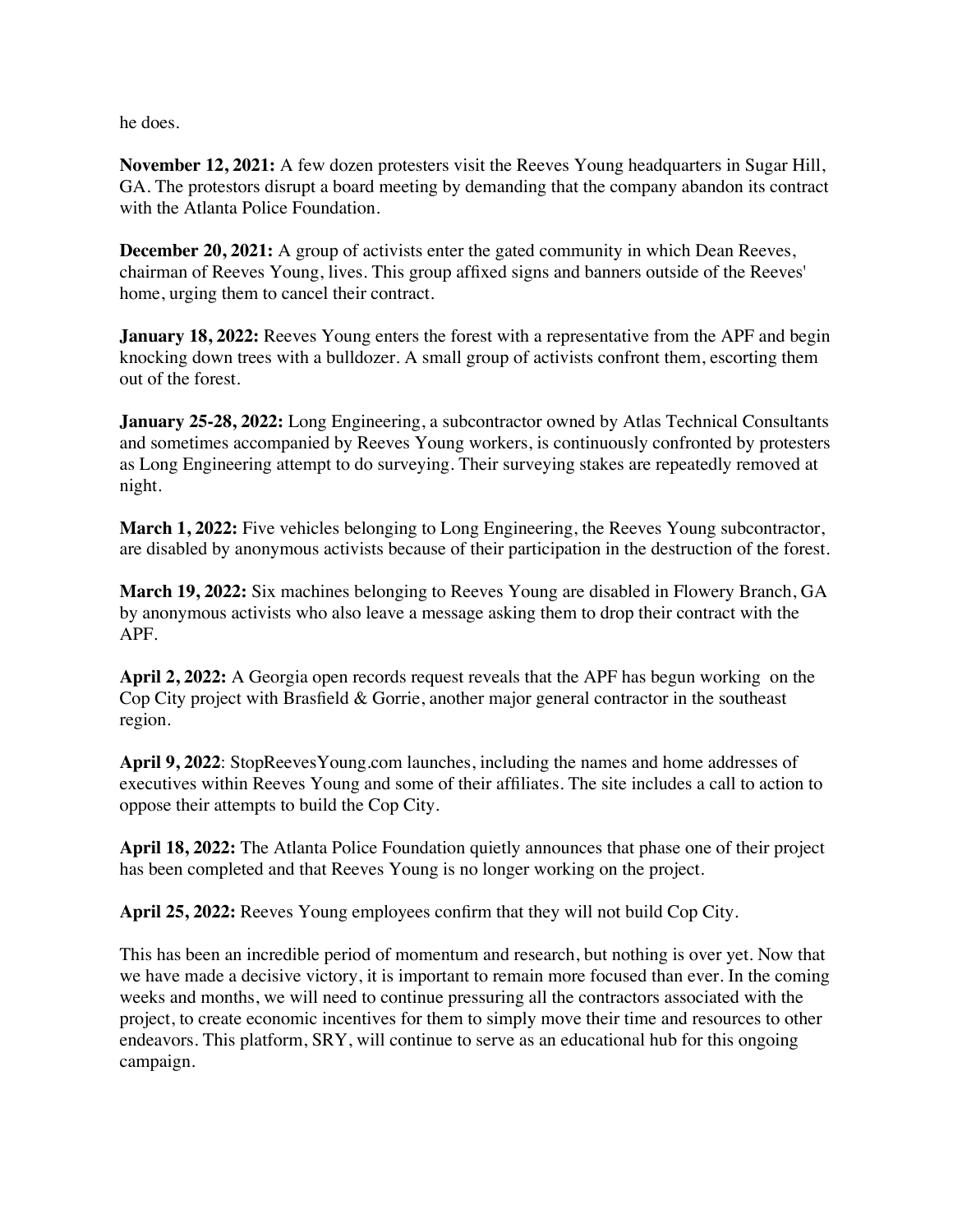he does.

**November 12, 2021:** A few dozen protesters visit the Reeves Young headquarters in Sugar Hill, GA. The protestors disrupt a board meeting by demanding that the company abandon its contract with the Atlanta Police Foundation.

**December 20, 2021:** A group of activists enter the gated community in which Dean Reeves, chairman of Reeves Young, lives. This group affixed signs and banners outside of the Reeves' home, urging them to cancel their contract.

**January 18, 2022:** Reeves Young enters the forest with a representative from the APF and begin knocking down trees with a bulldozer. A small group of activists confront them, escorting them out of the forest.

**January 25-28, 2022:** Long Engineering, a subcontractor owned by Atlas Technical Consultants and sometimes accompanied by Reeves Young workers, is continuously confronted by protesters as Long Engineering attempt to do surveying. Their surveying stakes are repeatedly removed at night.

**March 1, 2022:** Five vehicles belonging to Long Engineering, the Reeves Young subcontractor, are disabled by anonymous activists because of their participation in the destruction of the forest.

**March 19, 2022:** Six machines belonging to Reeves Young are disabled in Flowery Branch, GA by anonymous activists who also leave a message asking them to drop their contract with the APF.

**April 2, 2022:** A Georgia open records request reveals that the APF has begun working on the Cop City project with Brasfield & Gorrie, another major general contractor in the southeast region.

**April 9, 2022**: StopReevesYoung.com launches, including the names and home addresses of executives within Reeves Young and some of their affiliates. The site includes a call to action to oppose their attempts to build the Cop City.

**April 18, 2022:** The Atlanta Police Foundation quietly announces that phase one of their project has been completed and that Reeves Young is no longer working on the project.

**April 25, 2022:** Reeves Young employees confirm that they will not build Cop City.

This has been an incredible period of momentum and research, but nothing is over yet. Now that we have made a decisive victory, it is important to remain more focused than ever. In the coming weeks and months, we will need to continue pressuring all the contractors associated with the project, to create economic incentives for them to simply move their time and resources to other endeavors. This platform, SRY, will continue to serve as an educational hub for this ongoing campaign.